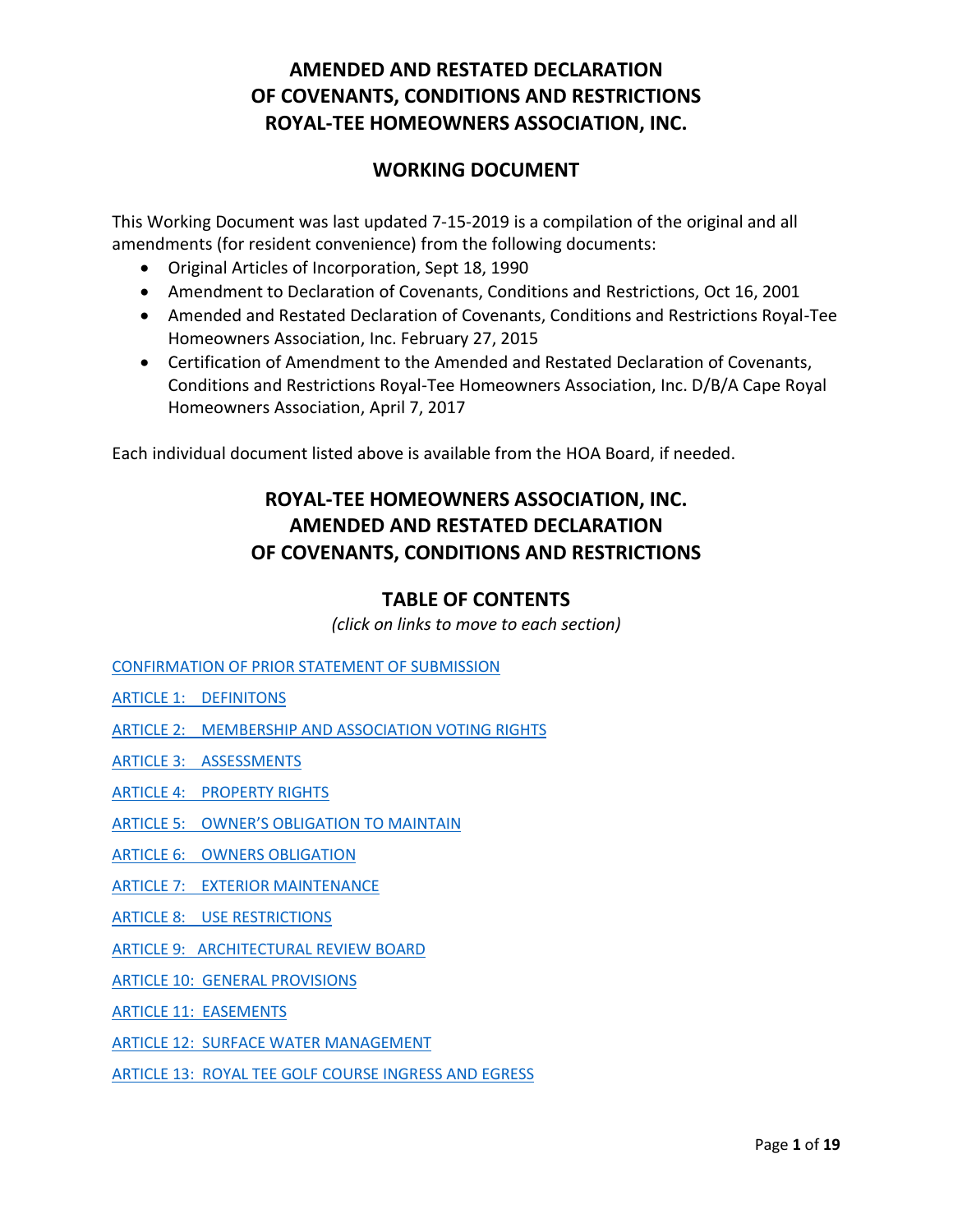# AMENDED AND RESTATED DECLARATION OF COVENANTS, CONDITIONS AND RESTRICTIONS ROYAL-TEE HOMEOWNERS ASSOCIATION, INC.

## WORKING DOCUMENT

This Working Document was last updated 7-15-2019 is a compilation of the original and all amendments (for resident convenience) from the following documents:

- Original Articles of Incorporation, Sept 18, 1990
- Amendment to Declaration of Covenants, Conditions and Restrictions, Oct 16, 2001
- Amended and Restated Declaration of Covenants, Conditions and Restrictions Royal-Tee Homeowners Association, Inc. February 27, 2015
- Certification of Amendment to the Amended and Restated Declaration of Covenants, Conditions and Restrictions Royal-Tee Homeowners Association, Inc. D/B/A Cape Royal Homeowners Association, April 7, 2017

Each individual document listed above is available from the HOA Board, if needed.

# ROYAL-TEE HOMEOWNERS ASSOCIATION, INC. AMENDED AND RESTATED DECLARATION OF COVENANTS, CONDITIONS AND RESTRICTIONS

## TABLE OF CONTENTS

*(click on links to move to each section)*

CONFIRMATION OF PRIOR STATEMENT OF SUBMISSION

ARTICLE 1: DEFINITONS

ARTICLE 2: MEMBERSHIP AND ASSOCIATION VOTING RIGHTS

ARTICLE 3: ASSESSMENTS

ARTICLE 4: PROPERTY RIGHTS

ARTICLE 5: OWNER'S OBLIGATION TO MAINTAIN

ARTICLE 6: OWNERS OBLIGATION

ARTICLE 7: EXTERIOR MAINTENANCE

ARTICLE 8: USE RESTRICTIONS

ARTICLE 9: ARCHITECTURAL REVIEW BOARD

ARTICLE 10: GENERAL PROVISIONS

ARTICLE 11: EASEMENTS

ARTICLE 12: SURFACE WATER MANAGEMENT

ARTICLE 13: ROYAL TEE GOLF COURSE INGRESS AND EGRESS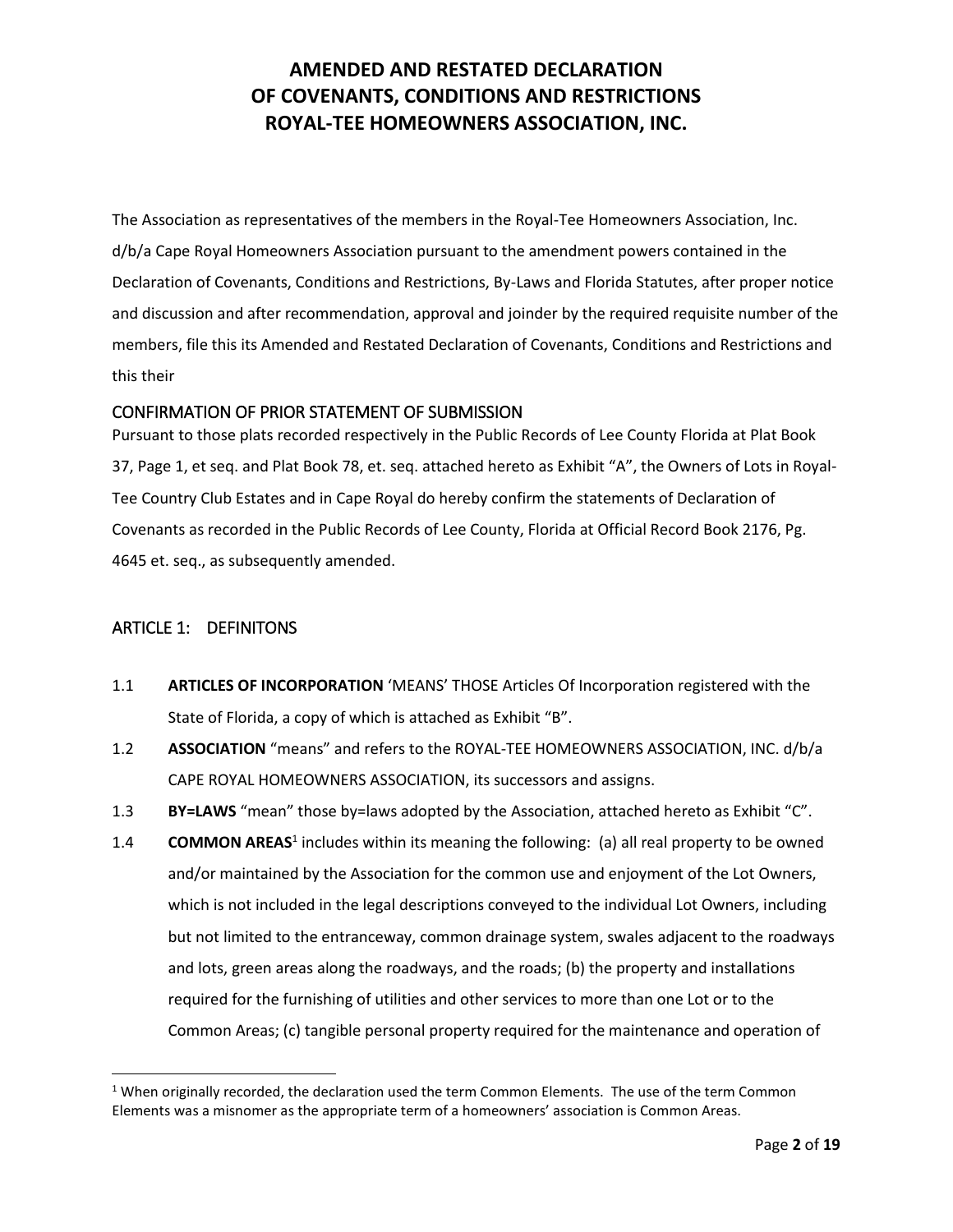# AMENDED AND RESTATED DECLARATION OF COVENANTS, CONDITIONS AND RESTRICTIONS ROYAL-TEE HOMEOWNERS ASSOCIATION, INC.

The Association as representatives of the members in the Royal-Tee Homeowners Association, Inc. d/b/a Cape Royal Homeowners Association pursuant to the amendment powers contained in the Declaration of Covenants, Conditions and Restrictions, By-Laws and Florida Statutes, after proper notice and discussion and after recommendation, approval and joinder by the required requisite number of the members, file this its Amended and Restated Declaration of Covenants, Conditions and Restrictions and this their

## CONFIRMATION OF PRIOR STATEMENT OF SUBMISSION

Pursuant to those plats recorded respectively in the Public Records of Lee County Florida at Plat Book 37, Page 1, et seq. and Plat Book 78, et. seq. attached hereto as Exhibit "A", the Owners of Lots in Royal-Tee Country Club Estates and in Cape Royal do hereby confirm the statements of Declaration of Covenants as recorded in the Public Records of Lee County, Florida at Official Record Book 2176, Pg. 4645 et. seq., as subsequently amended.

## ARTICLE 1: DEFINITONS

1.1 **ARTICLES OF INCORPORATION** 'MEANS' THOSE Articles Of Incorporation registered with the State of Florida, a copy of which is attached as Exhibit "B".

1.2 **ASSOCIATION** "means" and refers to the ROYAL-TEE HOMEOWNERS ASSOCIATION, INC. d/b/a CAPE ROYAL HOMEOWNERS ASSOCIATION, its successors and assigns.

1.3 **BY=LAWS** "mean" those by=laws adopted by the Association, attached hereto as Exhibit "C".

1.4 **COMMON AREAS**[1] includes within its meaning the following: (a) all real property to be owned and/or maintained by the Association for the common use and enjoyment of the Lot Owners, which is not included in the legal descriptions conveyed to the individual Lot Owners, including but not limited to the entranceway, common drainage system, swales adjacent to the roadways and lots, green areas along the roadways, and the roads; (b) the property and installations required for the furnishing of utilities and other services to more than one Lot or to the Common Areas; (c) tangible personal property required for the maintenance and operation of

[1] When originally recorded, the declaration used the term Common Elements. The use of the term Common Elements was a misnomer as the appropriate term of a homeowners' association is Common Areas.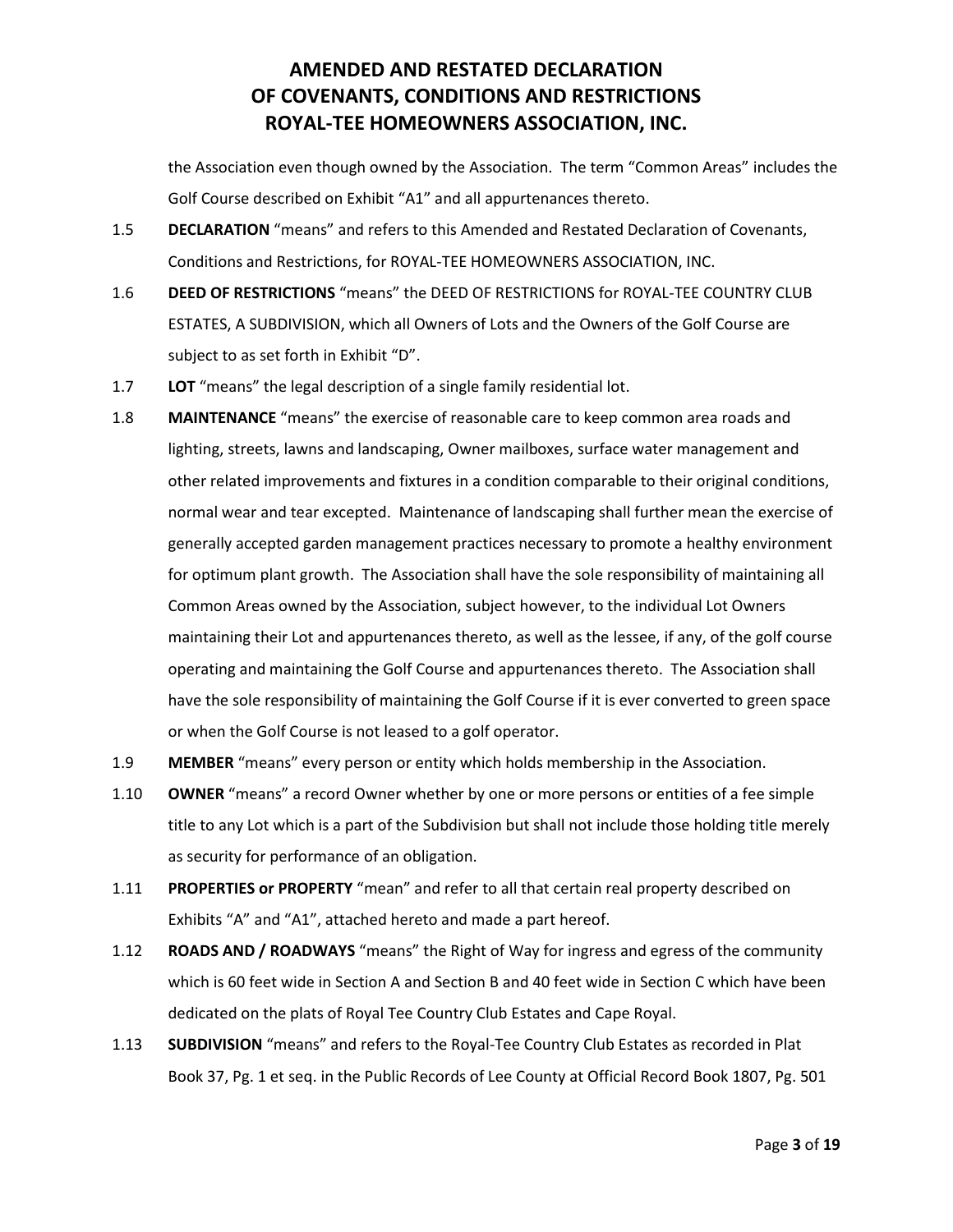the Association even though owned by the Association. The term "Common Areas" includes the Golf Course described on Exhibit "A1" and all appurtenances thereto.

1.5 **DECLARATION** "means" and refers to this Amended and Restated Declaration of Covenants, Conditions and Restrictions, for ROYAL-TEE HOMEOWNERS ASSOCIATION, INC.

1.6 **DEED OF RESTRICTIONS** "means" the DEED OF RESTRICTIONS for ROYAL-TEE COUNTRY CLUB ESTATES, A SUBDIVISION, which all Owners of Lots and the Owners of the Golf Course are subject to as set forth in Exhibit "D".

1.7 **LOT** "means" the legal description of a single family residential lot.

1.8 **MAINTENANCE** "means" the exercise of reasonable care to keep common area roads and lighting, streets, lawns and landscaping, Owner mailboxes, surface water management and other related improvements and fixtures in a condition comparable to their original conditions, normal wear and tear excepted. Maintenance of landscaping shall further mean the exercise of generally accepted garden management practices necessary to promote a healthy environment for optimum plant growth. The Association shall have the sole responsibility of maintaining all Common Areas owned by the Association, subject however, to the individual Lot Owners maintaining their Lot and appurtenances thereto, as well as the lessee, if any, of the golf course operating and maintaining the Golf Course and appurtenances thereto. The Association shall have the sole responsibility of maintaining the Golf Course if it is ever converted to green space or when the Golf Course is not leased to a golf operator.

1.9 **MEMBER** "means" every person or entity which holds membership in the Association.

1.10 **OWNER** "means" a record Owner whether by one or more persons or entities of a fee simple title to any Lot which is a part of the Subdivision but shall not include those holding title merely as security for performance of an obligation.

1.11 **PROPERTIES or PROPERTY** "mean" and refer to all that certain real property described on Exhibits "A" and "A1", attached hereto and made a part hereof.

1.12 **ROADS AND / ROADWAYS** "means" the Right of Way for ingress and egress of the community which is 60 feet wide in Section A and Section B and 40 feet wide in Section C which have been dedicated on the plats of Royal Tee Country Club Estates and Cape Royal.

1.13 **SUBDIVISION** "means" and refers to the Royal-Tee Country Club Estates as recorded in Plat Book 37, Pg. 1 et seq. in the Public Records of Lee County at Official Record Book 1807, Pg. 501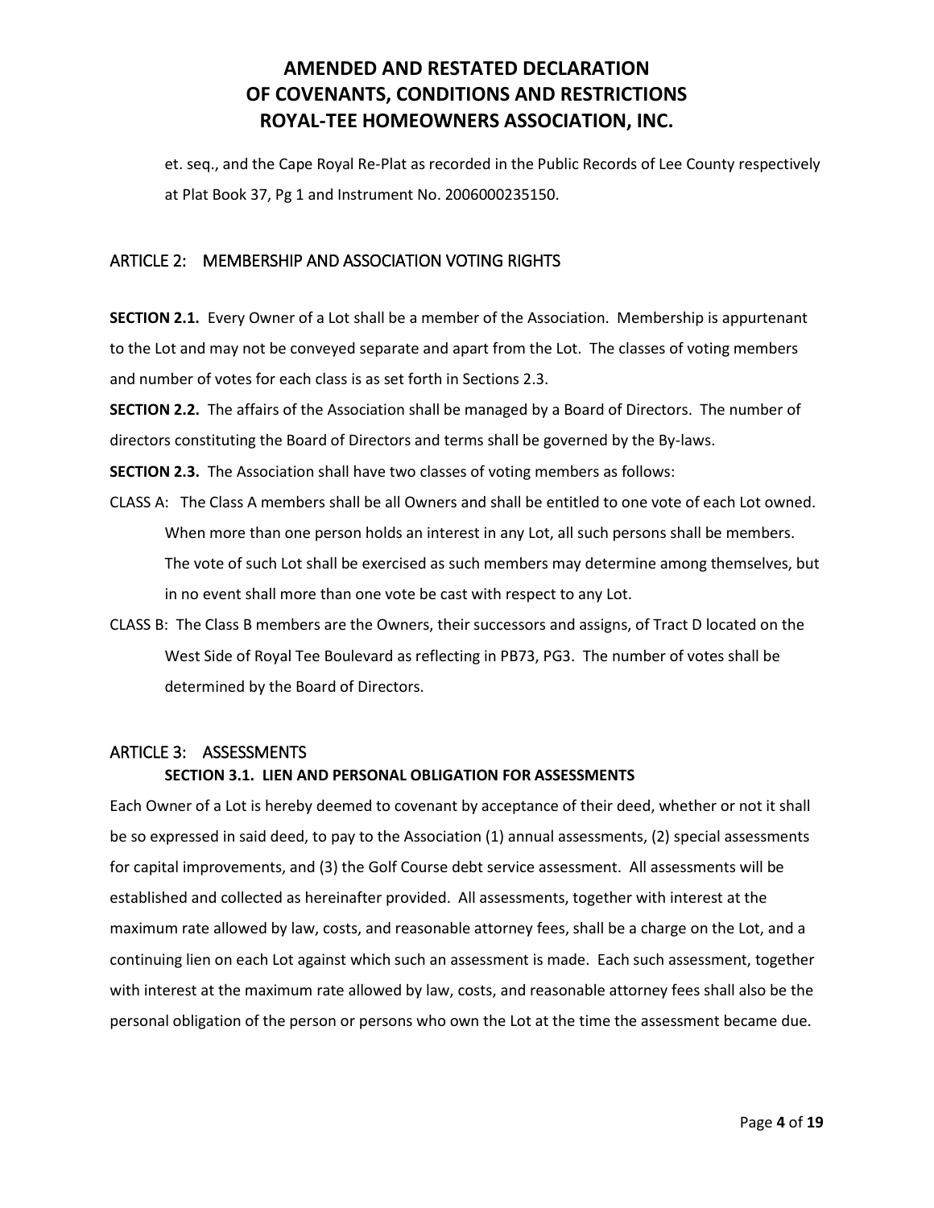et. seq., and the Cape Royal Re-Plat as recorded in the Public Records of Lee County respectively at Plat Book 37, Pg 1 and Instrument No. 2006000235150.

## ARTICLE 2: MEMBERSHIP AND ASSOCIATION VOTING RIGHTS

**SECTION 2.1.** Every Owner of a Lot shall be a member of the Association. Membership is appurtenant to the Lot and may not be conveyed separate and apart from the Lot. The classes of voting members and number of votes for each class is as set forth in Sections 2.3.

**SECTION 2.2.** The affairs of the Association shall be managed by a Board of Directors. The number of directors constituting the Board of Directors and terms shall be governed by the By-laws.

**SECTION 2.3.** The Association shall have two classes of voting members as follows:

CLASS A: The Class A members shall be all Owners and shall be entitled to one vote of each Lot owned. When more than one person holds an interest in any Lot, all such persons shall be members. The vote of such Lot shall be exercised as such members may determine among themselves, but in no event shall more than one vote be cast with respect to any Lot.

CLASS B: The Class B members are the Owners, their successors and assigns, of Tract D located on the West Side of Royal Tee Boulevard as reflecting in PB73, PG3. The number of votes shall be determined by the Board of Directors.

## ARTICLE 3: ASSESSMENTS

### SECTION 3.1. LIEN AND PERSONAL OBLIGATION FOR ASSESSMENTS

Each Owner of a Lot is hereby deemed to covenant by acceptance of their deed, whether or not it shall be so expressed in said deed, to pay to the Association (1) annual assessments, (2) special assessments for capital improvements, and (3) the Golf Course debt service assessment. All assessments will be established and collected as hereinafter provided. All assessments, together with interest at the maximum rate allowed by law, costs, and reasonable attorney fees, shall be a charge on the Lot, and a continuing lien on each Lot against which such an assessment is made. Each such assessment, together with interest at the maximum rate allowed by law, costs, and reasonable attorney fees shall also be the personal obligation of the person or persons who own the Lot at the time the assessment became due.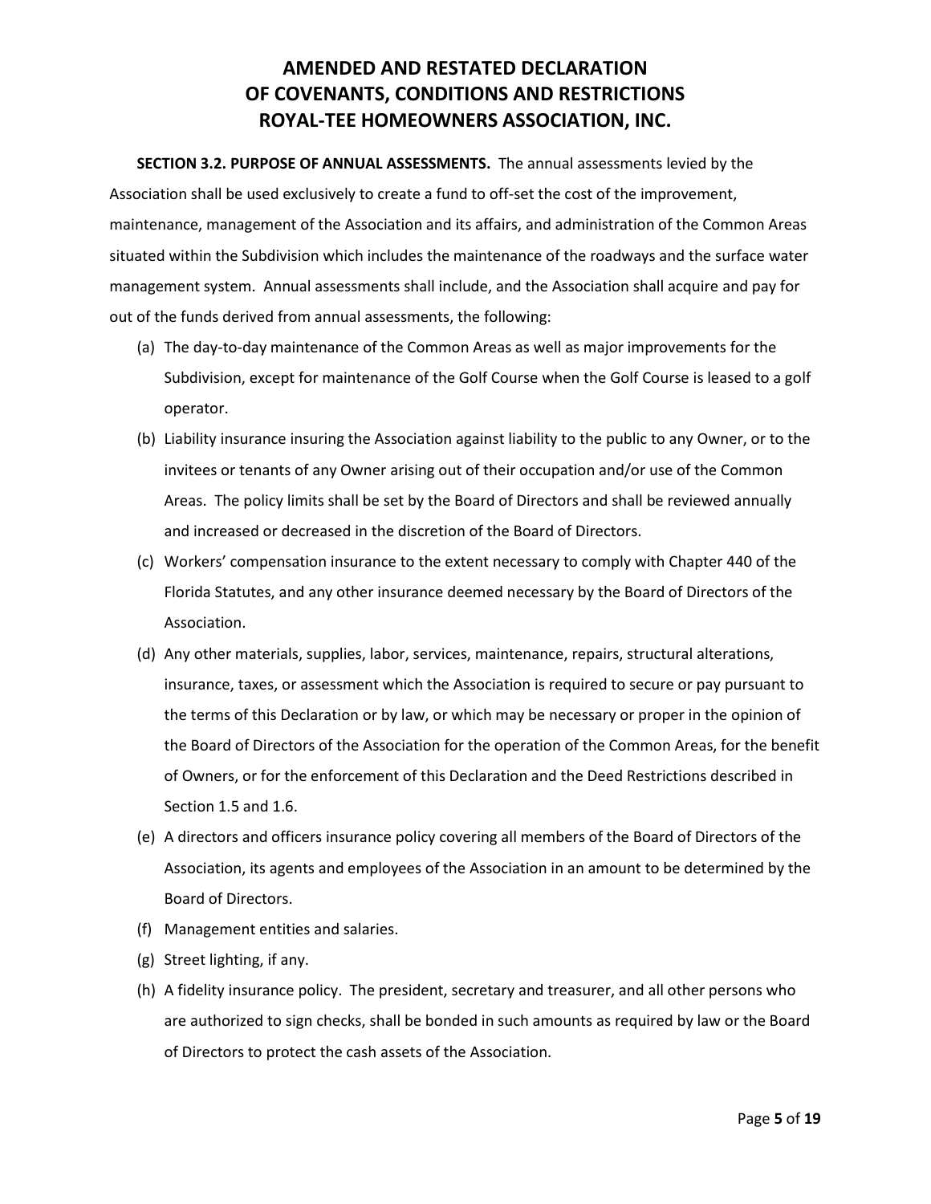**SECTION 3.2. PURPOSE OF ANNUAL ASSESSMENTS.** The annual assessments levied by the Association shall be used exclusively to create a fund to off-set the cost of the improvement, maintenance, management of the Association and its affairs, and administration of the Common Areas situated within the Subdivision which includes the maintenance of the roadways and the surface water management system. Annual assessments shall include, and the Association shall acquire and pay for out of the funds derived from annual assessments, the following:

(a) The day-to-day maintenance of the Common Areas as well as major improvements for the Subdivision, except for maintenance of the Golf Course when the Golf Course is leased to a golf operator.

(b) Liability insurance insuring the Association against liability to the public to any Owner, or to the invitees or tenants of any Owner arising out of their occupation and/or use of the Common Areas. The policy limits shall be set by the Board of Directors and shall be reviewed annually and increased or decreased in the discretion of the Board of Directors.

(c) Workers' compensation insurance to the extent necessary to comply with Chapter 440 of the Florida Statutes, and any other insurance deemed necessary by the Board of Directors of the Association.

(d) Any other materials, supplies, labor, services, maintenance, repairs, structural alterations, insurance, taxes, or assessment which the Association is required to secure or pay pursuant to the terms of this Declaration or by law, or which may be necessary or proper in the opinion of the Board of Directors of the Association for the operation of the Common Areas, for the benefit of Owners, or for the enforcement of this Declaration and the Deed Restrictions described in Section 1.5 and 1.6.

(e) A directors and officers insurance policy covering all members of the Board of Directors of the Association, its agents and employees of the Association in an amount to be determined by the Board of Directors.

(f) Management entities and salaries.

(g) Street lighting, if any.

(h) A fidelity insurance policy. The president, secretary and treasurer, and all other persons who are authorized to sign checks, shall be bonded in such amounts as required by law or the Board of Directors to protect the cash assets of the Association.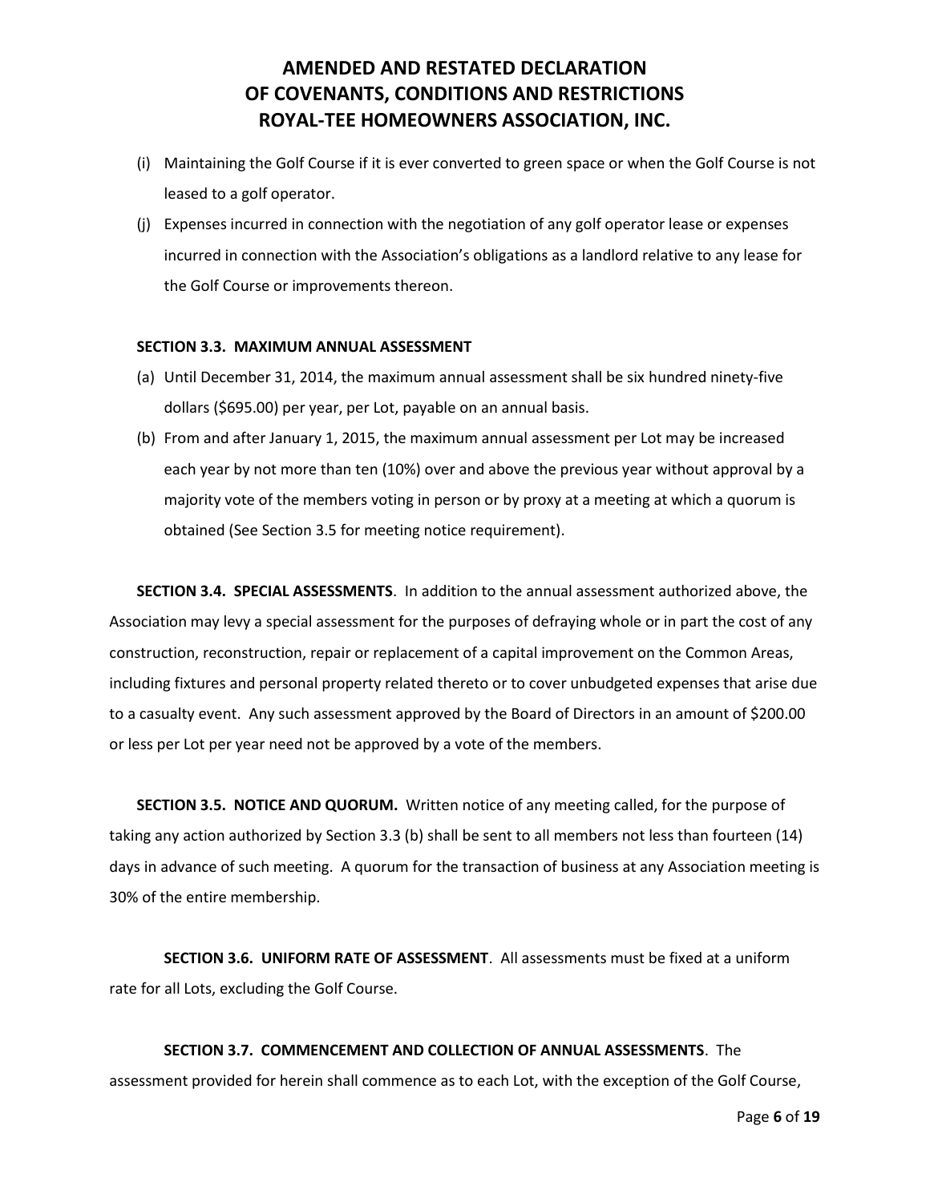(i) Maintaining the Golf Course if it is ever converted to green space or when the Golf Course is not leased to a golf operator.

(j) Expenses incurred in connection with the negotiation of any golf operator lease or expenses incurred in connection with the Association's obligations as a landlord relative to any lease for the Golf Course or improvements thereon.

**SECTION 3.3. MAXIMUM ANNUAL ASSESSMENT**

(a) Until December 31, 2014, the maximum annual assessment shall be six hundred ninety-five dollars ($695.00) per year, per Lot, payable on an annual basis.

(b) From and after January 1, 2015, the maximum annual assessment per Lot may be increased each year by not more than ten (10%) over and above the previous year without approval by a majority vote of the members voting in person or by proxy at a meeting at which a quorum is obtained (See Section 3.5 for meeting notice requirement).

**SECTION 3.4. SPECIAL ASSESSMENTS**. In addition to the annual assessment authorized above, the Association may levy a special assessment for the purposes of defraying whole or in part the cost of any construction, reconstruction, repair or replacement of a capital improvement on the Common Areas, including fixtures and personal property related thereto or to cover unbudgeted expenses that arise due to a casualty event. Any such assessment approved by the Board of Directors in an amount of $200.00 or less per Lot per year need not be approved by a vote of the members.

**SECTION 3.5. NOTICE AND QUORUM.** Written notice of any meeting called, for the purpose of taking any action authorized by Section 3.3 (b) shall be sent to all members not less than fourteen (14) days in advance of such meeting. A quorum for the transaction of business at any Association meeting is 30% of the entire membership.

**SECTION 3.6. UNIFORM RATE OF ASSESSMENT**. All assessments must be fixed at a uniform rate for all Lots, excluding the Golf Course.

**SECTION 3.7. COMMENCEMENT AND COLLECTION OF ANNUAL ASSESSMENTS**. The assessment provided for herein shall commence as to each Lot, with the exception of the Golf Course,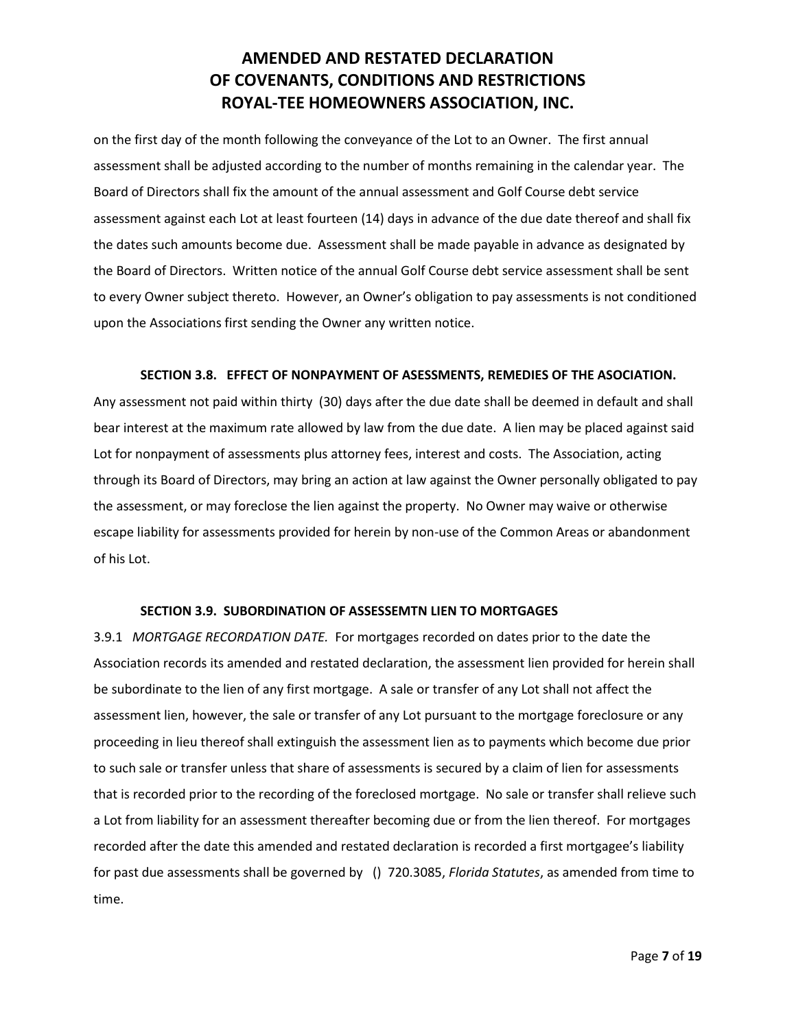on the first day of the month following the conveyance of the Lot to an Owner. The first annual assessment shall be adjusted according to the number of months remaining in the calendar year. The Board of Directors shall fix the amount of the annual assessment and Golf Course debt service assessment against each Lot at least fourteen (14) days in advance of the due date thereof and shall fix the dates such amounts become due. Assessment shall be made payable in advance as designated by the Board of Directors. Written notice of the annual Golf Course debt service assessment shall be sent to every Owner subject thereto. However, an Owner's obligation to pay assessments is not conditioned upon the Associations first sending the Owner any written notice.

**SECTION 3.8. EFFECT OF NONPAYMENT OF ASESSMENTS, REMEDIES OF THE ASOCIATION.**

Any assessment not paid within thirty (30) days after the due date shall be deemed in default and shall bear interest at the maximum rate allowed by law from the due date. A lien may be placed against said Lot for nonpayment of assessments plus attorney fees, interest and costs. The Association, acting through its Board of Directors, may bring an action at law against the Owner personally obligated to pay the assessment, or may foreclose the lien against the property. No Owner may waive or otherwise escape liability for assessments provided for herein by non-use of the Common Areas or abandonment of his Lot.

**SECTION 3.9. SUBORDINATION OF ASSESSEMTN LIEN TO MORTGAGES**

3.9.1 *MORTGAGE RECORDATION DATE.* For mortgages recorded on dates prior to the date the Association records its amended and restated declaration, the assessment lien provided for herein shall be subordinate to the lien of any first mortgage. A sale or transfer of any Lot shall not affect the assessment lien, however, the sale or transfer of any Lot pursuant to the mortgage foreclosure or any proceeding in lieu thereof shall extinguish the assessment lien as to payments which become due prior to such sale or transfer unless that share of assessments is secured by a claim of lien for assessments that is recorded prior to the recording of the foreclosed mortgage. No sale or transfer shall relieve such a Lot from liability for an assessment thereafter becoming due or from the lien thereof. For mortgages recorded after the date this amended and restated declaration is recorded a first mortgagee's liability for past due assessments shall be governed by () 720.3085, *Florida Statutes*, as amended from time to time.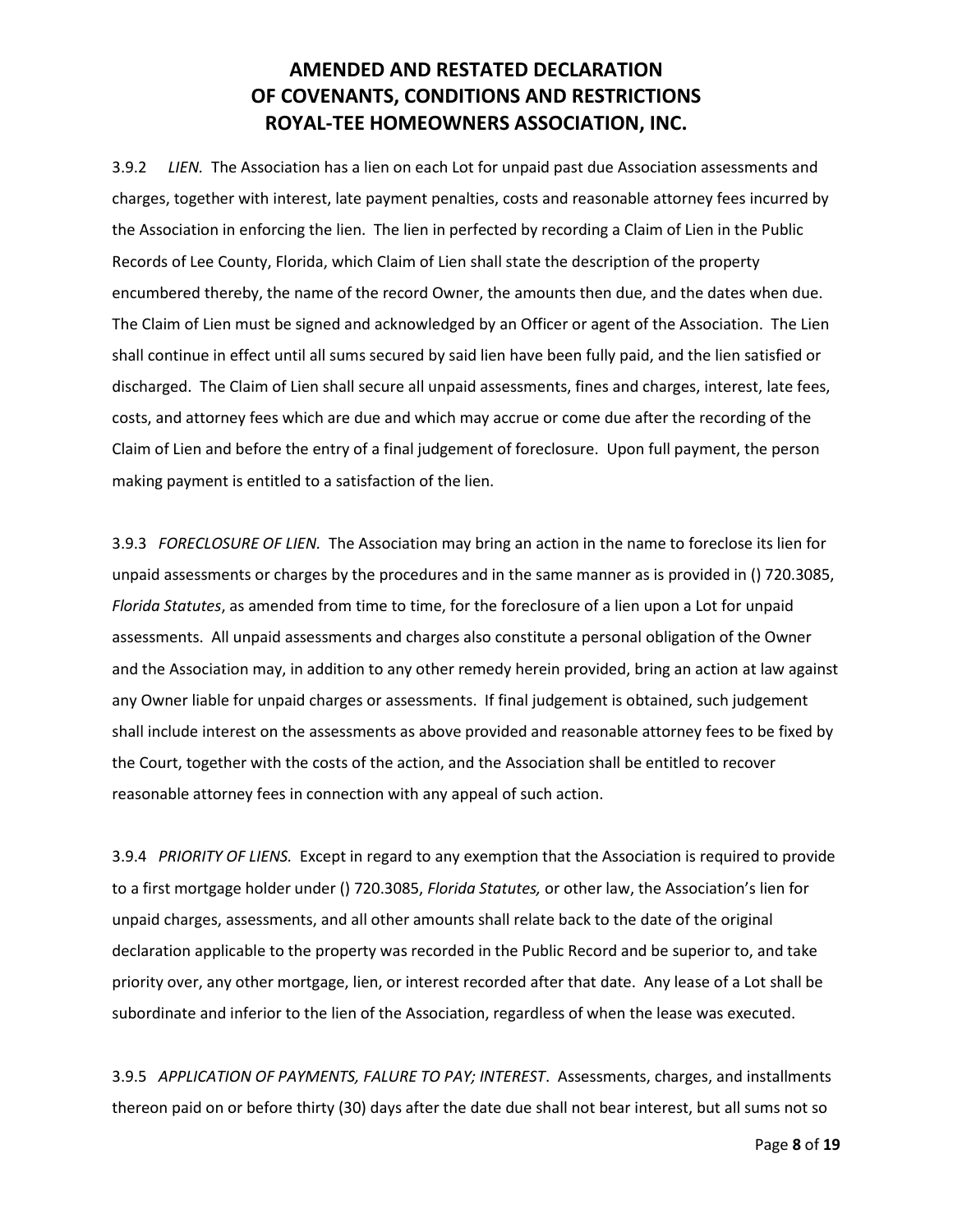3.9.2 *LIEN.* The Association has a lien on each Lot for unpaid past due Association assessments and charges, together with interest, late payment penalties, costs and reasonable attorney fees incurred by the Association in enforcing the lien. The lien in perfected by recording a Claim of Lien in the Public Records of Lee County, Florida, which Claim of Lien shall state the description of the property encumbered thereby, the name of the record Owner, the amounts then due, and the dates when due. The Claim of Lien must be signed and acknowledged by an Officer or agent of the Association. The Lien shall continue in effect until all sums secured by said lien have been fully paid, and the lien satisfied or discharged. The Claim of Lien shall secure all unpaid assessments, fines and charges, interest, late fees, costs, and attorney fees which are due and which may accrue or come due after the recording of the Claim of Lien and before the entry of a final judgement of foreclosure. Upon full payment, the person making payment is entitled to a satisfaction of the lien.

3.9.3 *FORECLOSURE OF LIEN.* The Association may bring an action in the name to foreclose its lien for unpaid assessments or charges by the procedures and in the same manner as is provided in () 720.3085, *Florida Statutes*, as amended from time to time, for the foreclosure of a lien upon a Lot for unpaid assessments. All unpaid assessments and charges also constitute a personal obligation of the Owner and the Association may, in addition to any other remedy herein provided, bring an action at law against any Owner liable for unpaid charges or assessments. If final judgement is obtained, such judgement shall include interest on the assessments as above provided and reasonable attorney fees to be fixed by the Court, together with the costs of the action, and the Association shall be entitled to recover reasonable attorney fees in connection with any appeal of such action.

3.9.4 *PRIORITY OF LIENS.* Except in regard to any exemption that the Association is required to provide to a first mortgage holder under () 720.3085, *Florida Statutes,* or other law, the Association's lien for unpaid charges, assessments, and all other amounts shall relate back to the date of the original declaration applicable to the property was recorded in the Public Record and be superior to, and take priority over, any other mortgage, lien, or interest recorded after that date. Any lease of a Lot shall be subordinate and inferior to the lien of the Association, regardless of when the lease was executed.

3.9.5 *APPLICATION OF PAYMENTS, FALURE TO PAY; INTEREST*. Assessments, charges, and installments thereon paid on or before thirty (30) days after the date due shall not bear interest, but all sums not so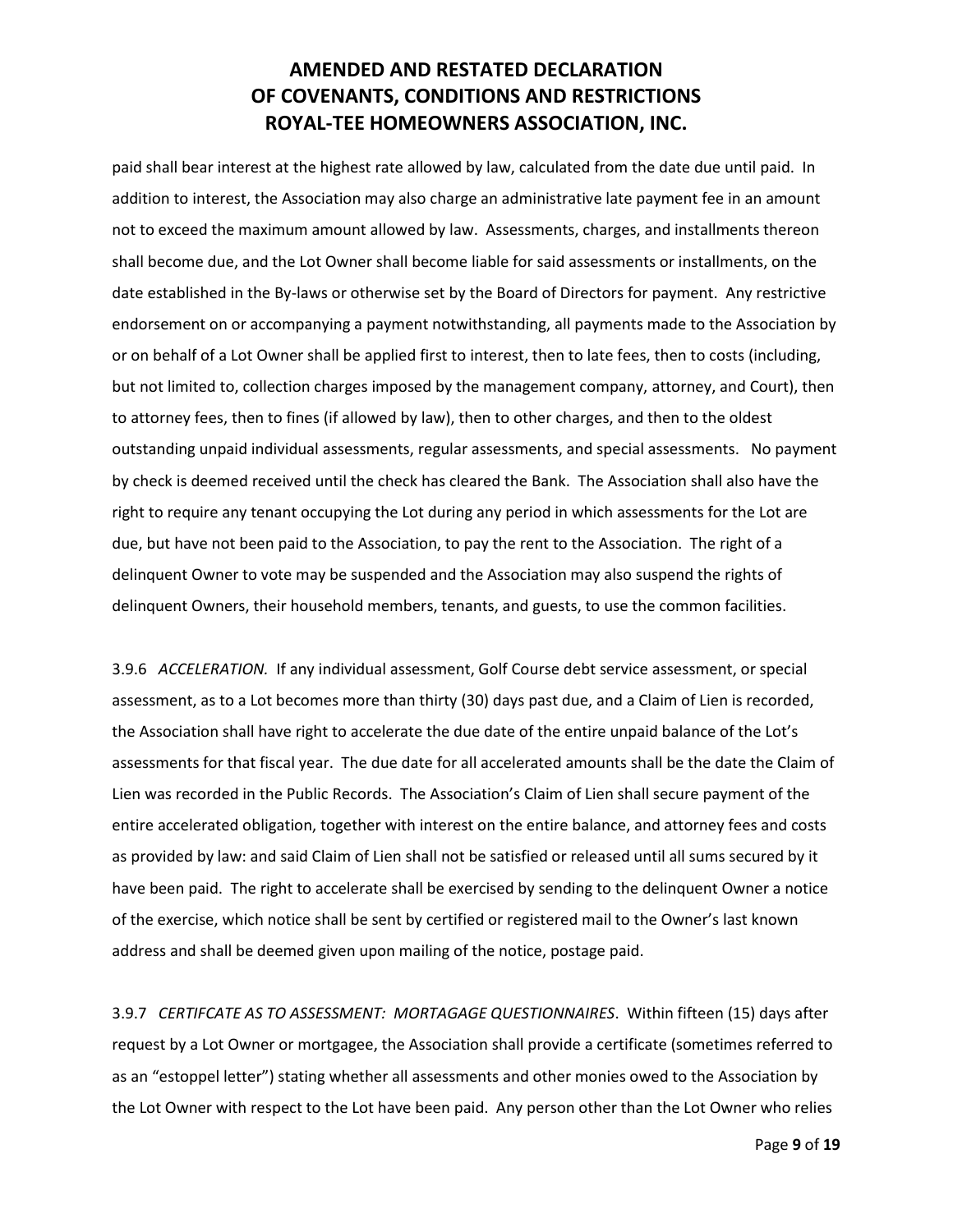paid shall bear interest at the highest rate allowed by law, calculated from the date due until paid. In addition to interest, the Association may also charge an administrative late payment fee in an amount not to exceed the maximum amount allowed by law. Assessments, charges, and installments thereon shall become due, and the Lot Owner shall become liable for said assessments or installments, on the date established in the By-laws or otherwise set by the Board of Directors for payment. Any restrictive endorsement on or accompanying a payment notwithstanding, all payments made to the Association by or on behalf of a Lot Owner shall be applied first to interest, then to late fees, then to costs (including, but not limited to, collection charges imposed by the management company, attorney, and Court), then to attorney fees, then to fines (if allowed by law), then to other charges, and then to the oldest outstanding unpaid individual assessments, regular assessments, and special assessments. No payment by check is deemed received until the check has cleared the Bank. The Association shall also have the right to require any tenant occupying the Lot during any period in which assessments for the Lot are due, but have not been paid to the Association, to pay the rent to the Association. The right of a delinquent Owner to vote may be suspended and the Association may also suspend the rights of delinquent Owners, their household members, tenants, and guests, to use the common facilities.

3.9.6 *ACCELERATION.* If any individual assessment, Golf Course debt service assessment, or special assessment, as to a Lot becomes more than thirty (30) days past due, and a Claim of Lien is recorded, the Association shall have right to accelerate the due date of the entire unpaid balance of the Lot's assessments for that fiscal year. The due date for all accelerated amounts shall be the date the Claim of Lien was recorded in the Public Records. The Association's Claim of Lien shall secure payment of the entire accelerated obligation, together with interest on the entire balance, and attorney fees and costs as provided by law: and said Claim of Lien shall not be satisfied or released until all sums secured by it have been paid. The right to accelerate shall be exercised by sending to the delinquent Owner a notice of the exercise, which notice shall be sent by certified or registered mail to the Owner's last known address and shall be deemed given upon mailing of the notice, postage paid.

3.9.7 *CERTIFCATE AS TO ASSESSMENT: MORTAGAGE QUESTIONNAIRES*. Within fifteen (15) days after request by a Lot Owner or mortgagee, the Association shall provide a certificate (sometimes referred to as an "estoppel letter") stating whether all assessments and other monies owed to the Association by the Lot Owner with respect to the Lot have been paid. Any person other than the Lot Owner who relies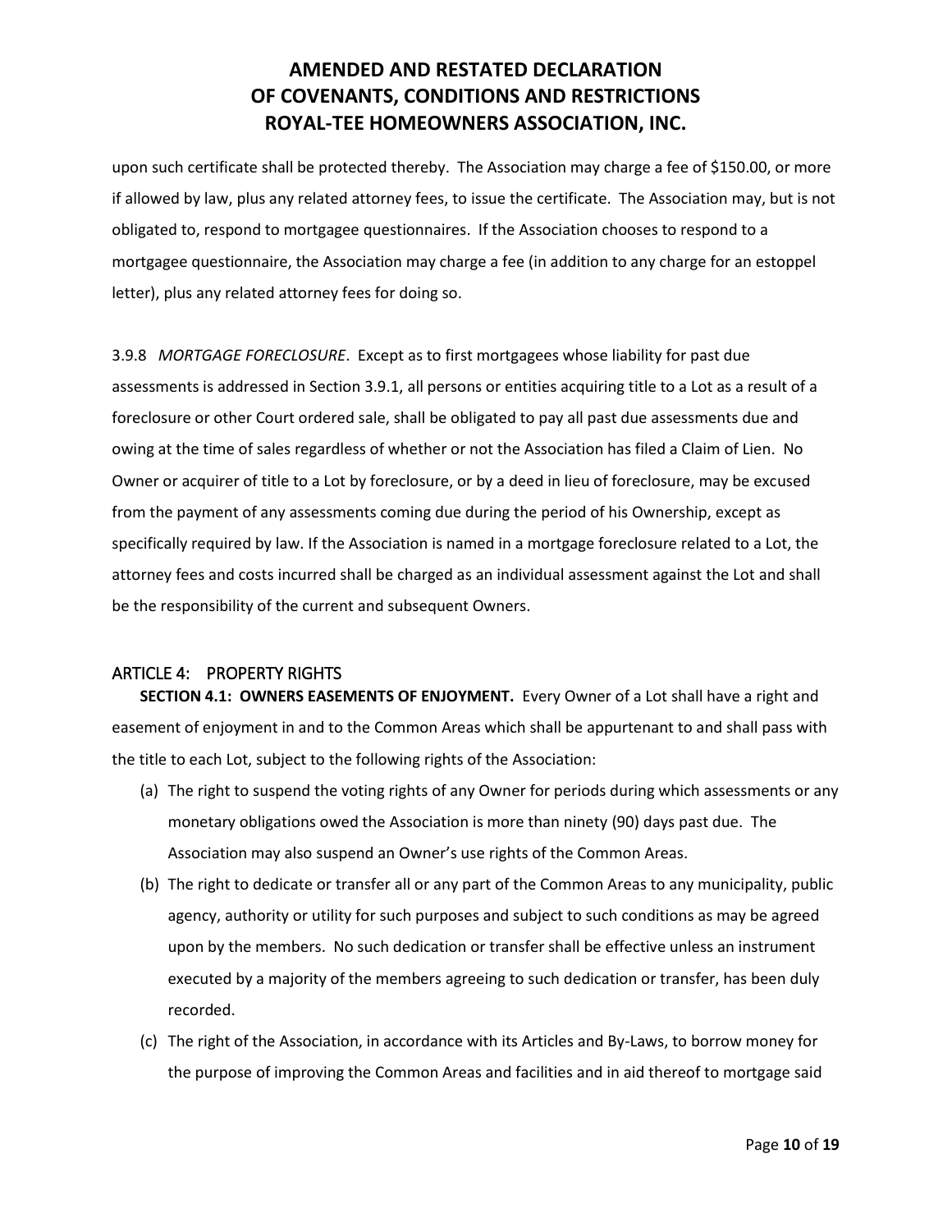upon such certificate shall be protected thereby. The Association may charge a fee of $150.00, or more if allowed by law, plus any related attorney fees, to issue the certificate. The Association may, but is not obligated to, respond to mortgagee questionnaires. If the Association chooses to respond to a mortgagee questionnaire, the Association may charge a fee (in addition to any charge for an estoppel letter), plus any related attorney fees for doing so.

3.9.8 *MORTGAGE FORECLOSURE*. Except as to first mortgagees whose liability for past due assessments is addressed in Section 3.9.1, all persons or entities acquiring title to a Lot as a result of a foreclosure or other Court ordered sale, shall be obligated to pay all past due assessments due and owing at the time of sales regardless of whether or not the Association has filed a Claim of Lien. No Owner or acquirer of title to a Lot by foreclosure, or by a deed in lieu of foreclosure, may be excused from the payment of any assessments coming due during the period of his Ownership, except as specifically required by law. If the Association is named in a mortgage foreclosure related to a Lot, the attorney fees and costs incurred shall be charged as an individual assessment against the Lot and shall be the responsibility of the current and subsequent Owners.

## ARTICLE 4: PROPERTY RIGHTS

**SECTION 4.1: OWNERS EASEMENTS OF ENJOYMENT.** Every Owner of a Lot shall have a right and easement of enjoyment in and to the Common Areas which shall be appurtenant to and shall pass with the title to each Lot, subject to the following rights of the Association:

(a) The right to suspend the voting rights of any Owner for periods during which assessments or any monetary obligations owed the Association is more than ninety (90) days past due. The Association may also suspend an Owner's use rights of the Common Areas.

(b) The right to dedicate or transfer all or any part of the Common Areas to any municipality, public agency, authority or utility for such purposes and subject to such conditions as may be agreed upon by the members. No such dedication or transfer shall be effective unless an instrument executed by a majority of the members agreeing to such dedication or transfer, has been duly recorded.

(c) The right of the Association, in accordance with its Articles and By-Laws, to borrow money for the purpose of improving the Common Areas and facilities and in aid thereof to mortgage said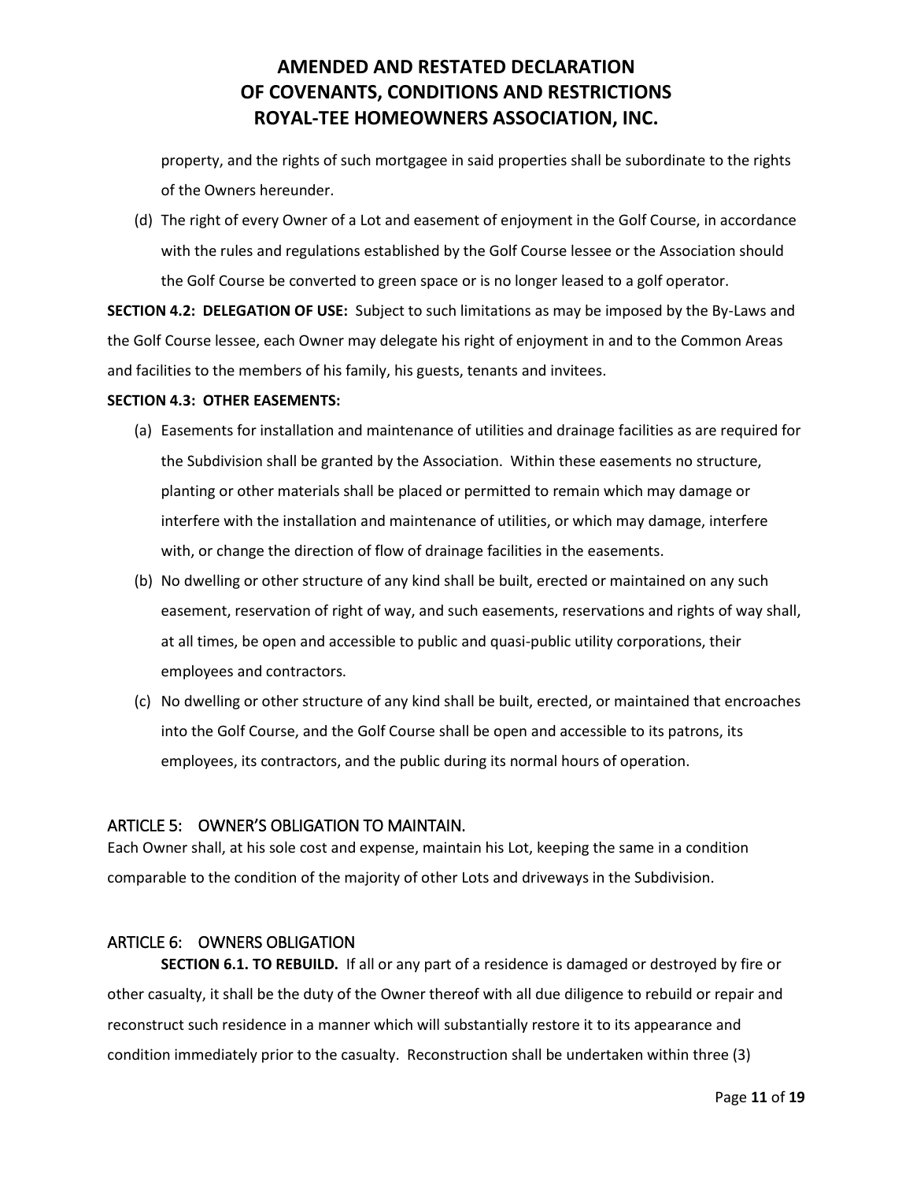property, and the rights of such mortgagee in said properties shall be subordinate to the rights of the Owners hereunder.

(d) The right of every Owner of a Lot and easement of enjoyment in the Golf Course, in accordance with the rules and regulations established by the Golf Course lessee or the Association should the Golf Course be converted to green space or is no longer leased to a golf operator.

**SECTION 4.2: DELEGATION OF USE:** Subject to such limitations as may be imposed by the By-Laws and the Golf Course lessee, each Owner may delegate his right of enjoyment in and to the Common Areas and facilities to the members of his family, his guests, tenants and invitees.

**SECTION 4.3: OTHER EASEMENTS:**

(a) Easements for installation and maintenance of utilities and drainage facilities as are required for the Subdivision shall be granted by the Association. Within these easements no structure, planting or other materials shall be placed or permitted to remain which may damage or interfere with the installation and maintenance of utilities, or which may damage, interfere with, or change the direction of flow of drainage facilities in the easements.

(b) No dwelling or other structure of any kind shall be built, erected or maintained on any such easement, reservation of right of way, and such easements, reservations and rights of way shall, at all times, be open and accessible to public and quasi-public utility corporations, their employees and contractors.

(c) No dwelling or other structure of any kind shall be built, erected, or maintained that encroaches into the Golf Course, and the Golf Course shall be open and accessible to its patrons, its employees, its contractors, and the public during its normal hours of operation.

## ARTICLE 5: OWNER'S OBLIGATION TO MAINTAIN.

Each Owner shall, at his sole cost and expense, maintain his Lot, keeping the same in a condition comparable to the condition of the majority of other Lots and driveways in the Subdivision.

## ARTICLE 6: OWNERS OBLIGATION

**SECTION 6.1. TO REBUILD.** If all or any part of a residence is damaged or destroyed by fire or other casualty, it shall be the duty of the Owner thereof with all due diligence to rebuild or repair and reconstruct such residence in a manner which will substantially restore it to its appearance and condition immediately prior to the casualty. Reconstruction shall be undertaken within three (3)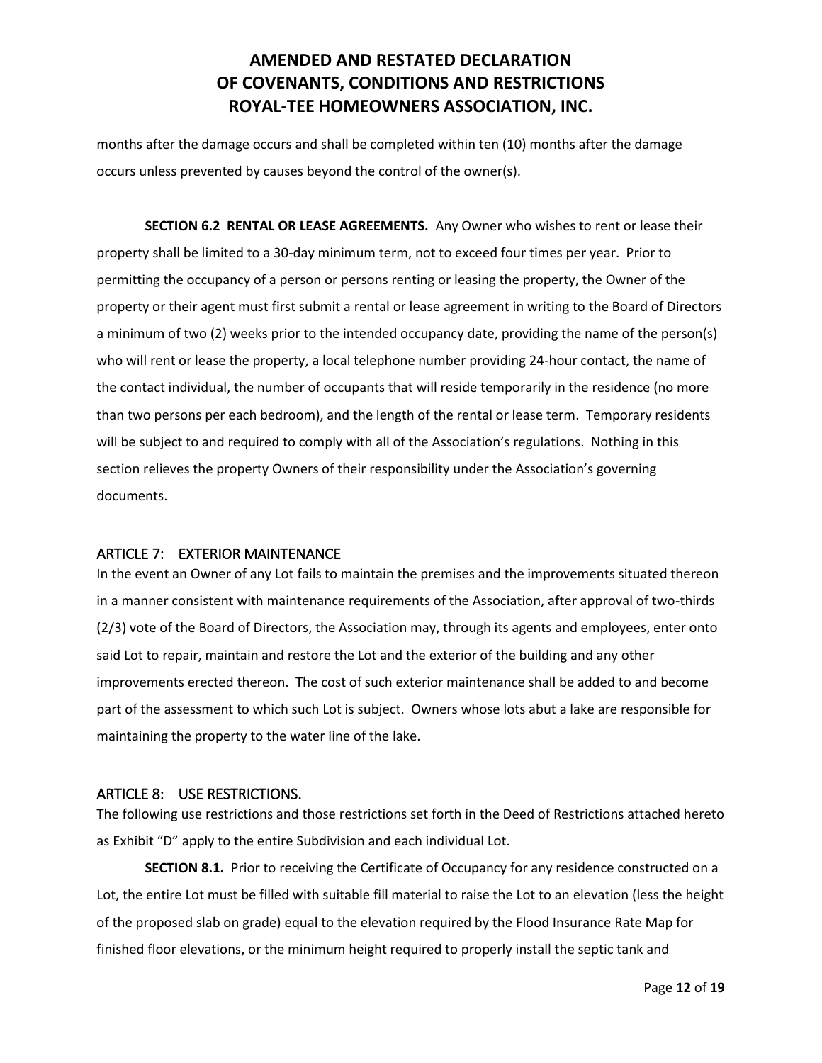months after the damage occurs and shall be completed within ten (10) months after the damage occurs unless prevented by causes beyond the control of the owner(s).

**SECTION 6.2 RENTAL OR LEASE AGREEMENTS.** Any Owner who wishes to rent or lease their property shall be limited to a 30-day minimum term, not to exceed four times per year. Prior to permitting the occupancy of a person or persons renting or leasing the property, the Owner of the property or their agent must first submit a rental or lease agreement in writing to the Board of Directors a minimum of two (2) weeks prior to the intended occupancy date, providing the name of the person(s) who will rent or lease the property, a local telephone number providing 24-hour contact, the name of the contact individual, the number of occupants that will reside temporarily in the residence (no more than two persons per each bedroom), and the length of the rental or lease term. Temporary residents will be subject to and required to comply with all of the Association's regulations. Nothing in this section relieves the property Owners of their responsibility under the Association's governing documents.

## ARTICLE 7: EXTERIOR MAINTENANCE

In the event an Owner of any Lot fails to maintain the premises and the improvements situated thereon in a manner consistent with maintenance requirements of the Association, after approval of two-thirds (2/3) vote of the Board of Directors, the Association may, through its agents and employees, enter onto said Lot to repair, maintain and restore the Lot and the exterior of the building and any other improvements erected thereon. The cost of such exterior maintenance shall be added to and become part of the assessment to which such Lot is subject. Owners whose lots abut a lake are responsible for maintaining the property to the water line of the lake.

## ARTICLE 8: USE RESTRICTIONS.

The following use restrictions and those restrictions set forth in the Deed of Restrictions attached hereto as Exhibit "D" apply to the entire Subdivision and each individual Lot.

**SECTION 8.1.** Prior to receiving the Certificate of Occupancy for any residence constructed on a Lot, the entire Lot must be filled with suitable fill material to raise the Lot to an elevation (less the height of the proposed slab on grade) equal to the elevation required by the Flood Insurance Rate Map for finished floor elevations, or the minimum height required to properly install the septic tank and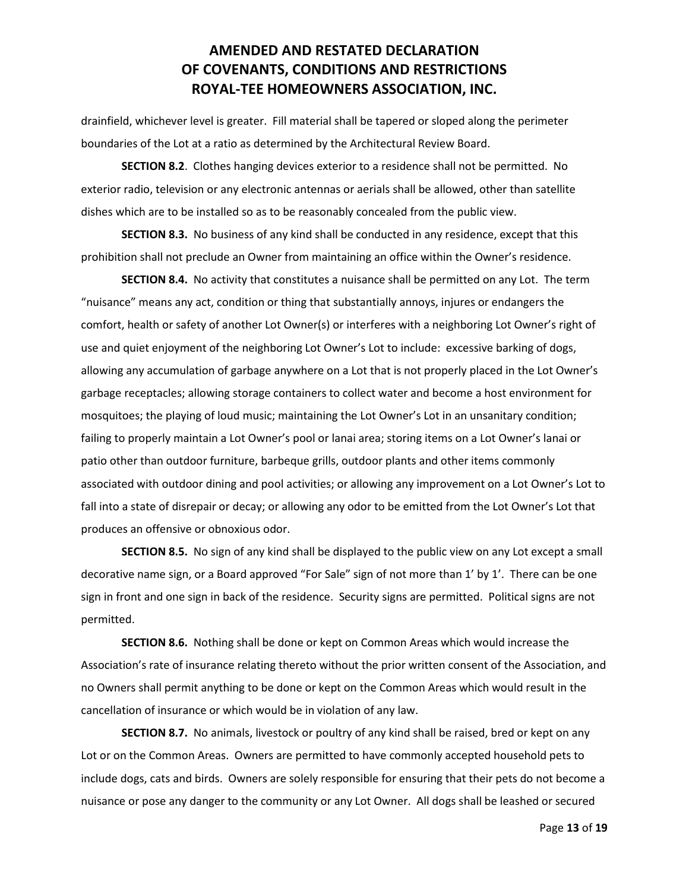drainfield, whichever level is greater. Fill material shall be tapered or sloped along the perimeter boundaries of the Lot at a ratio as determined by the Architectural Review Board.

**SECTION 8.2**. Clothes hanging devices exterior to a residence shall not be permitted. No exterior radio, television or any electronic antennas or aerials shall be allowed, other than satellite dishes which are to be installed so as to be reasonably concealed from the public view.

**SECTION 8.3.** No business of any kind shall be conducted in any residence, except that this prohibition shall not preclude an Owner from maintaining an office within the Owner's residence.

**SECTION 8.4.** No activity that constitutes a nuisance shall be permitted on any Lot. The term "nuisance" means any act, condition or thing that substantially annoys, injures or endangers the comfort, health or safety of another Lot Owner(s) or interferes with a neighboring Lot Owner's right of use and quiet enjoyment of the neighboring Lot Owner's Lot to include: excessive barking of dogs, allowing any accumulation of garbage anywhere on a Lot that is not properly placed in the Lot Owner's garbage receptacles; allowing storage containers to collect water and become a host environment for mosquitoes; the playing of loud music; maintaining the Lot Owner's Lot in an unsanitary condition; failing to properly maintain a Lot Owner's pool or lanai area; storing items on a Lot Owner's lanai or patio other than outdoor furniture, barbeque grills, outdoor plants and other items commonly associated with outdoor dining and pool activities; or allowing any improvement on a Lot Owner's Lot to fall into a state of disrepair or decay; or allowing any odor to be emitted from the Lot Owner's Lot that produces an offensive or obnoxious odor.

**SECTION 8.5.** No sign of any kind shall be displayed to the public view on any Lot except a small decorative name sign, or a Board approved "For Sale" sign of not more than 1' by 1'. There can be one sign in front and one sign in back of the residence. Security signs are permitted. Political signs are not permitted.

**SECTION 8.6.** Nothing shall be done or kept on Common Areas which would increase the Association's rate of insurance relating thereto without the prior written consent of the Association, and no Owners shall permit anything to be done or kept on the Common Areas which would result in the cancellation of insurance or which would be in violation of any law.

**SECTION 8.7.** No animals, livestock or poultry of any kind shall be raised, bred or kept on any Lot or on the Common Areas. Owners are permitted to have commonly accepted household pets to include dogs, cats and birds. Owners are solely responsible for ensuring that their pets do not become a nuisance or pose any danger to the community or any Lot Owner. All dogs shall be leashed or secured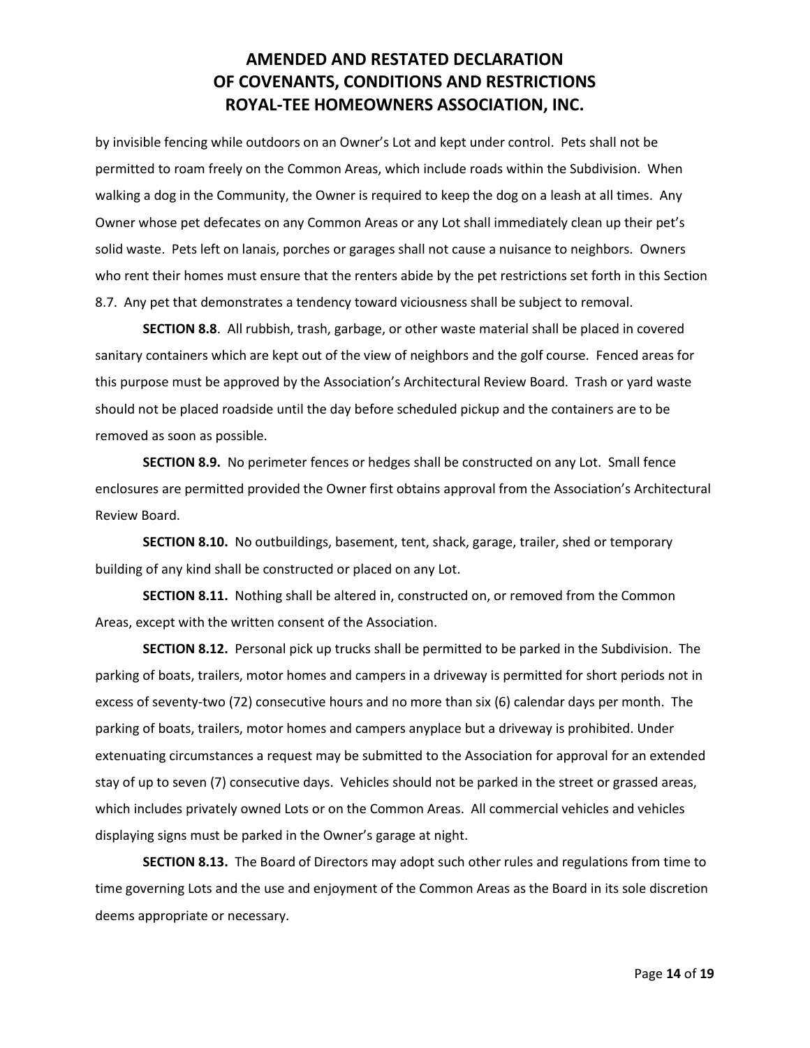by invisible fencing while outdoors on an Owner's Lot and kept under control. Pets shall not be permitted to roam freely on the Common Areas, which include roads within the Subdivision. When walking a dog in the Community, the Owner is required to keep the dog on a leash at all times. Any Owner whose pet defecates on any Common Areas or any Lot shall immediately clean up their pet's solid waste. Pets left on lanais, porches or garages shall not cause a nuisance to neighbors. Owners who rent their homes must ensure that the renters abide by the pet restrictions set forth in this Section 8.7. Any pet that demonstrates a tendency toward viciousness shall be subject to removal.

**SECTION 8.8**. All rubbish, trash, garbage, or other waste material shall be placed in covered sanitary containers which are kept out of the view of neighbors and the golf course. Fenced areas for this purpose must be approved by the Association's Architectural Review Board. Trash or yard waste should not be placed roadside until the day before scheduled pickup and the containers are to be removed as soon as possible.

**SECTION 8.9.** No perimeter fences or hedges shall be constructed on any Lot. Small fence enclosures are permitted provided the Owner first obtains approval from the Association's Architectural Review Board.

**SECTION 8.10.** No outbuildings, basement, tent, shack, garage, trailer, shed or temporary building of any kind shall be constructed or placed on any Lot.

**SECTION 8.11.** Nothing shall be altered in, constructed on, or removed from the Common Areas, except with the written consent of the Association.

**SECTION 8.12.** Personal pick up trucks shall be permitted to be parked in the Subdivision. The parking of boats, trailers, motor homes and campers in a driveway is permitted for short periods not in excess of seventy-two (72) consecutive hours and no more than six (6) calendar days per month. The parking of boats, trailers, motor homes and campers anyplace but a driveway is prohibited. Under extenuating circumstances a request may be submitted to the Association for approval for an extended stay of up to seven (7) consecutive days. Vehicles should not be parked in the street or grassed areas, which includes privately owned Lots or on the Common Areas. All commercial vehicles and vehicles displaying signs must be parked in the Owner's garage at night.

**SECTION 8.13.** The Board of Directors may adopt such other rules and regulations from time to time governing Lots and the use and enjoyment of the Common Areas as the Board in its sole discretion deems appropriate or necessary.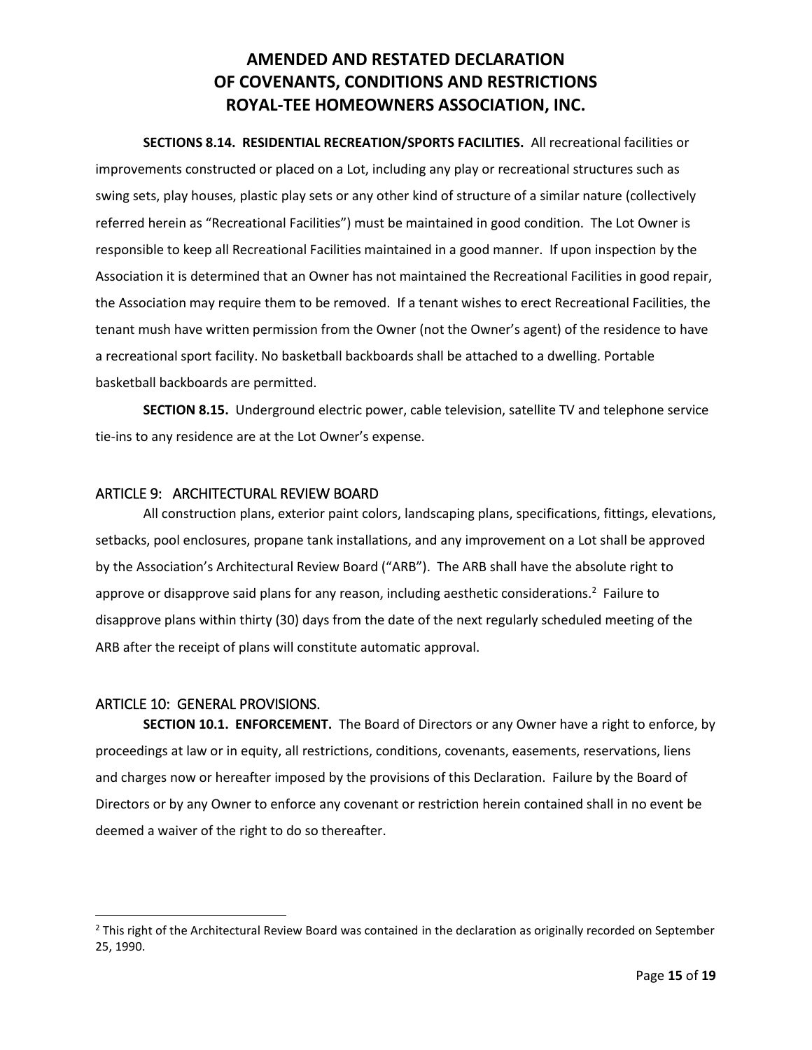**SECTIONS 8.14. RESIDENTIAL RECREATION/SPORTS FACILITIES.** All recreational facilities or improvements constructed or placed on a Lot, including any play or recreational structures such as swing sets, play houses, plastic play sets or any other kind of structure of a similar nature (collectively referred herein as "Recreational Facilities") must be maintained in good condition. The Lot Owner is responsible to keep all Recreational Facilities maintained in a good manner. If upon inspection by the Association it is determined that an Owner has not maintained the Recreational Facilities in good repair, the Association may require them to be removed. If a tenant wishes to erect Recreational Facilities, the tenant mush have written permission from the Owner (not the Owner's agent) of the residence to have a recreational sport facility. No basketball backboards shall be attached to a dwelling. Portable basketball backboards are permitted.

**SECTION 8.15.** Underground electric power, cable television, satellite TV and telephone service tie-ins to any residence are at the Lot Owner's expense.

## ARTICLE 9: ARCHITECTURAL REVIEW BOARD

All construction plans, exterior paint colors, landscaping plans, specifications, fittings, elevations, setbacks, pool enclosures, propane tank installations, and any improvement on a Lot shall be approved by the Association's Architectural Review Board ("ARB"). The ARB shall have the absolute right to approve or disapprove said plans for any reason, including aesthetic considerations.[2] Failure to disapprove plans within thirty (30) days from the date of the next regularly scheduled meeting of the ARB after the receipt of plans will constitute automatic approval.

## ARTICLE 10: GENERAL PROVISIONS.

**SECTION 10.1. ENFORCEMENT.** The Board of Directors or any Owner have a right to enforce, by proceedings at law or in equity, all restrictions, conditions, covenants, easements, reservations, liens and charges now or hereafter imposed by the provisions of this Declaration. Failure by the Board of Directors or by any Owner to enforce any covenant or restriction herein contained shall in no event be deemed a waiver of the right to do so thereafter.

---

[2] This right of the Architectural Review Board was contained in the declaration as originally recorded on September 25, 1990.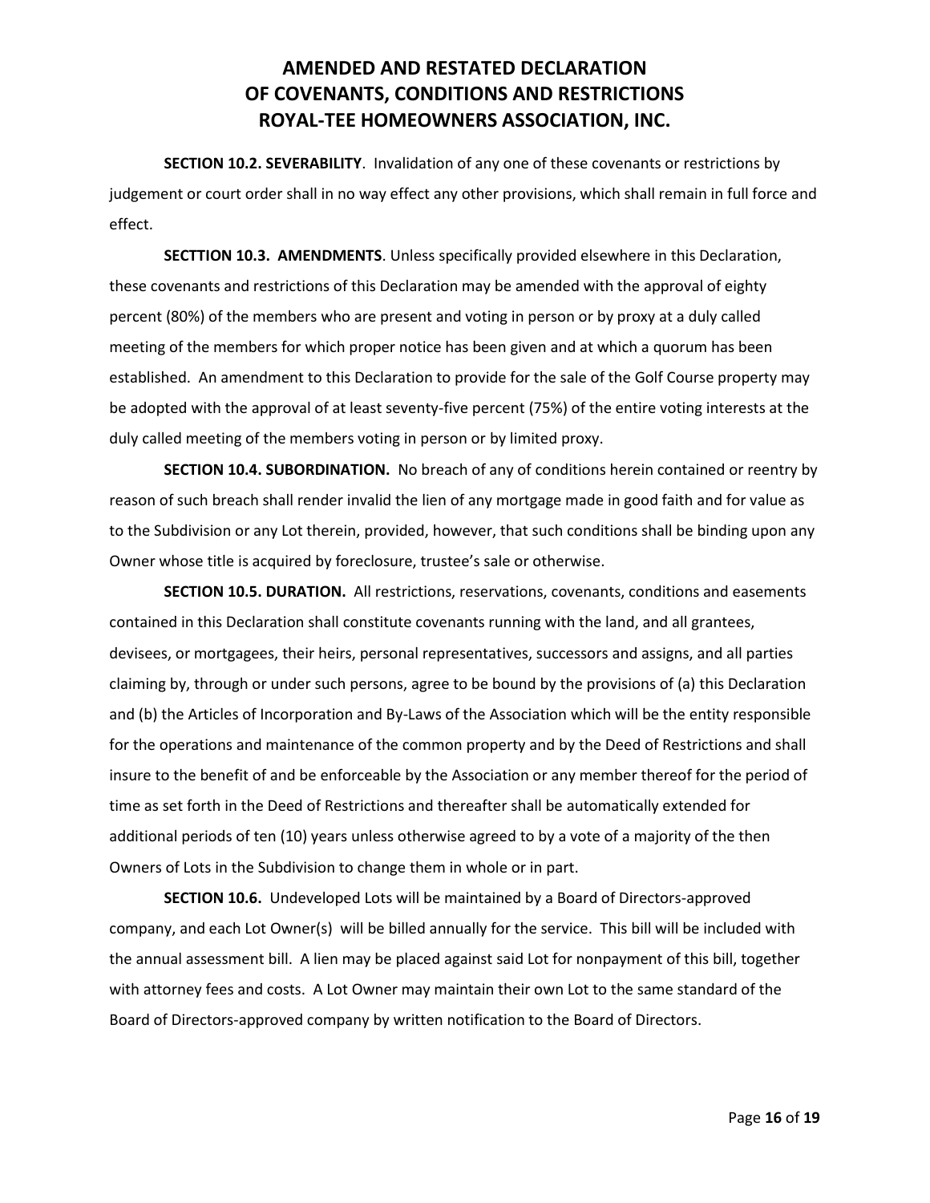**SECTION 10.2. SEVERABILITY**. Invalidation of any one of these covenants or restrictions by judgement or court order shall in no way effect any other provisions, which shall remain in full force and effect.

**SECTTION 10.3. AMENDMENTS**. Unless specifically provided elsewhere in this Declaration, these covenants and restrictions of this Declaration may be amended with the approval of eighty percent (80%) of the members who are present and voting in person or by proxy at a duly called meeting of the members for which proper notice has been given and at which a quorum has been established. An amendment to this Declaration to provide for the sale of the Golf Course property may be adopted with the approval of at least seventy-five percent (75%) of the entire voting interests at the duly called meeting of the members voting in person or by limited proxy.

**SECTION 10.4. SUBORDINATION.** No breach of any of conditions herein contained or reentry by reason of such breach shall render invalid the lien of any mortgage made in good faith and for value as to the Subdivision or any Lot therein, provided, however, that such conditions shall be binding upon any Owner whose title is acquired by foreclosure, trustee's sale or otherwise.

**SECTION 10.5. DURATION.** All restrictions, reservations, covenants, conditions and easements contained in this Declaration shall constitute covenants running with the land, and all grantees, devisees, or mortgagees, their heirs, personal representatives, successors and assigns, and all parties claiming by, through or under such persons, agree to be bound by the provisions of (a) this Declaration and (b) the Articles of Incorporation and By-Laws of the Association which will be the entity responsible for the operations and maintenance of the common property and by the Deed of Restrictions and shall insure to the benefit of and be enforceable by the Association or any member thereof for the period of time as set forth in the Deed of Restrictions and thereafter shall be automatically extended for additional periods of ten (10) years unless otherwise agreed to by a vote of a majority of the then Owners of Lots in the Subdivision to change them in whole or in part.

**SECTION 10.6.** Undeveloped Lots will be maintained by a Board of Directors-approved company, and each Lot Owner(s) will be billed annually for the service. This bill will be included with the annual assessment bill. A lien may be placed against said Lot for nonpayment of this bill, together with attorney fees and costs. A Lot Owner may maintain their own Lot to the same standard of the Board of Directors-approved company by written notification to the Board of Directors.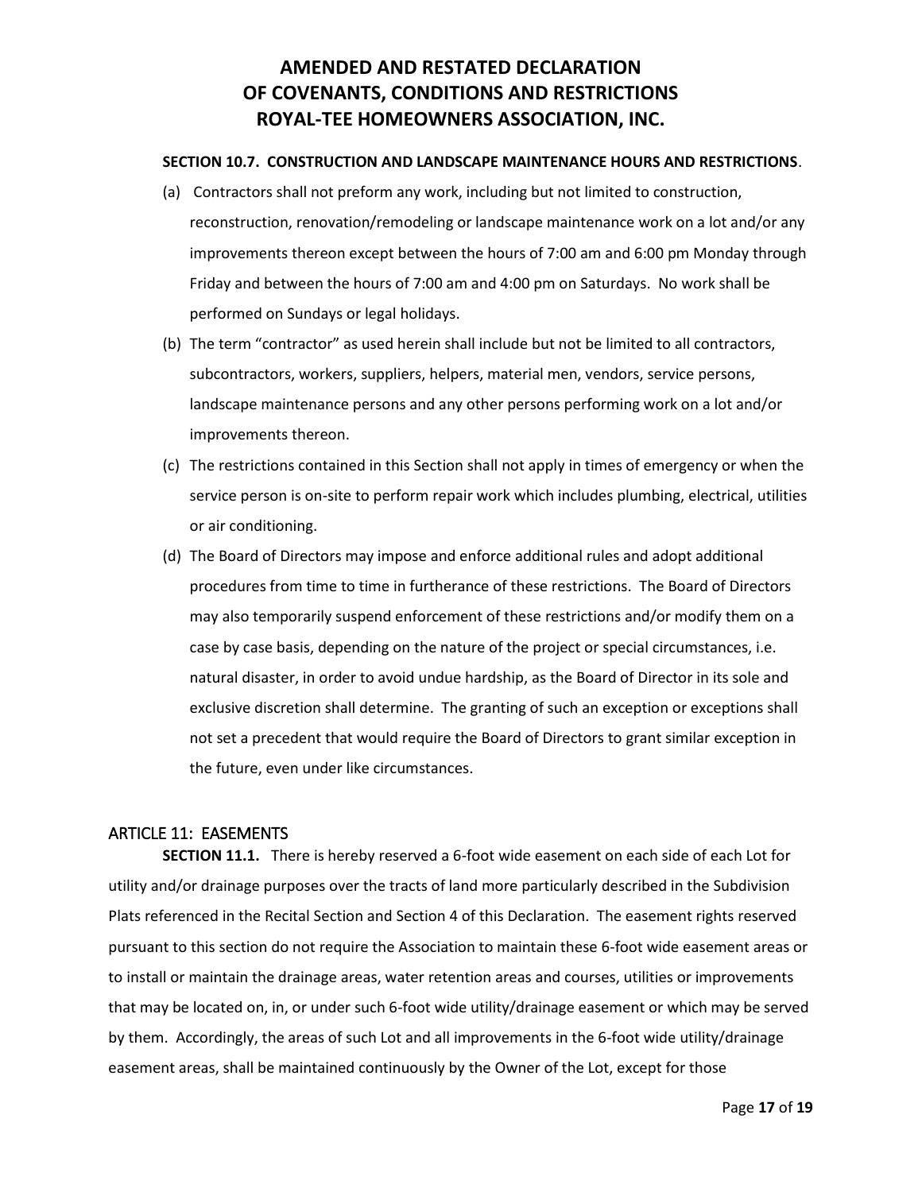**SECTION 10.7. CONSTRUCTION AND LANDSCAPE MAINTENANCE HOURS AND RESTRICTIONS**.

(a) Contractors shall not preform any work, including but not limited to construction, reconstruction, renovation/remodeling or landscape maintenance work on a lot and/or any improvements thereon except between the hours of 7:00 am and 6:00 pm Monday through Friday and between the hours of 7:00 am and 4:00 pm on Saturdays. No work shall be performed on Sundays or legal holidays.

(b) The term "contractor" as used herein shall include but not be limited to all contractors, subcontractors, workers, suppliers, helpers, material men, vendors, service persons, landscape maintenance persons and any other persons performing work on a lot and/or improvements thereon.

(c) The restrictions contained in this Section shall not apply in times of emergency or when the service person is on-site to perform repair work which includes plumbing, electrical, utilities or air conditioning.

(d) The Board of Directors may impose and enforce additional rules and adopt additional procedures from time to time in furtherance of these restrictions. The Board of Directors may also temporarily suspend enforcement of these restrictions and/or modify them on a case by case basis, depending on the nature of the project or special circumstances, i.e. natural disaster, in order to avoid undue hardship, as the Board of Director in its sole and exclusive discretion shall determine. The granting of such an exception or exceptions shall not set a precedent that would require the Board of Directors to grant similar exception in the future, even under like circumstances.

## ARTICLE 11: EASEMENTS

**SECTION 11.1.** There is hereby reserved a 6-foot wide easement on each side of each Lot for utility and/or drainage purposes over the tracts of land more particularly described in the Subdivision Plats referenced in the Recital Section and Section 4 of this Declaration. The easement rights reserved pursuant to this section do not require the Association to maintain these 6-foot wide easement areas or to install or maintain the drainage areas, water retention areas and courses, utilities or improvements that may be located on, in, or under such 6-foot wide utility/drainage easement or which may be served by them. Accordingly, the areas of such Lot and all improvements in the 6-foot wide utility/drainage easement areas, shall be maintained continuously by the Owner of the Lot, except for those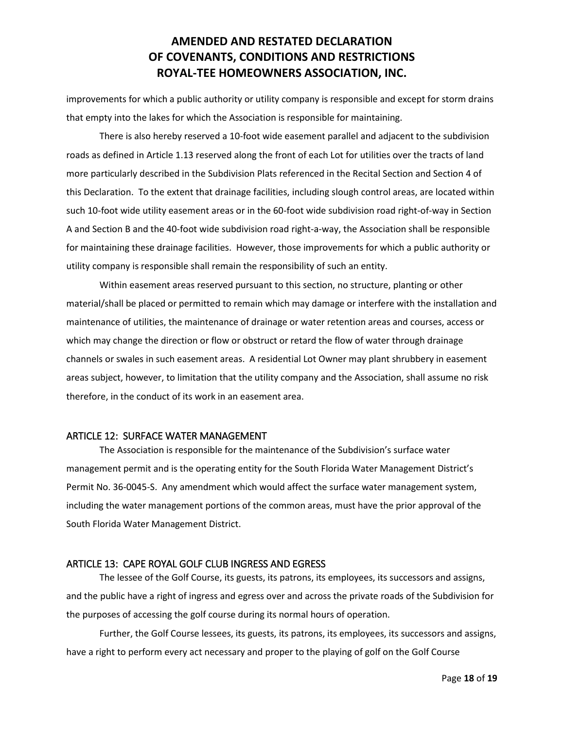improvements for which a public authority or utility company is responsible and except for storm drains that empty into the lakes for which the Association is responsible for maintaining.

There is also hereby reserved a 10-foot wide easement parallel and adjacent to the subdivision roads as defined in Article 1.13 reserved along the front of each Lot for utilities over the tracts of land more particularly described in the Subdivision Plats referenced in the Recital Section and Section 4 of this Declaration. To the extent that drainage facilities, including slough control areas, are located within such 10-foot wide utility easement areas or in the 60-foot wide subdivision road right-of-way in Section A and Section B and the 40-foot wide subdivision road right-a-way, the Association shall be responsible for maintaining these drainage facilities. However, those improvements for which a public authority or utility company is responsible shall remain the responsibility of such an entity.

Within easement areas reserved pursuant to this section, no structure, planting or other material/shall be placed or permitted to remain which may damage or interfere with the installation and maintenance of utilities, the maintenance of drainage or water retention areas and courses, access or which may change the direction or flow or obstruct or retard the flow of water through drainage channels or swales in such easement areas. A residential Lot Owner may plant shrubbery in easement areas subject, however, to limitation that the utility company and the Association, shall assume no risk therefore, in the conduct of its work in an easement area.

## ARTICLE 12: SURFACE WATER MANAGEMENT

The Association is responsible for the maintenance of the Subdivision's surface water management permit and is the operating entity for the South Florida Water Management District's Permit No. 36-0045-S. Any amendment which would affect the surface water management system, including the water management portions of the common areas, must have the prior approval of the South Florida Water Management District.

## ARTICLE 13: CAPE ROYAL GOLF CLUB INGRESS AND EGRESS

The lessee of the Golf Course, its guests, its patrons, its employees, its successors and assigns, and the public have a right of ingress and egress over and across the private roads of the Subdivision for the purposes of accessing the golf course during its normal hours of operation.

Further, the Golf Course lessees, its guests, its patrons, its employees, its successors and assigns, have a right to perform every act necessary and proper to the playing of golf on the Golf Course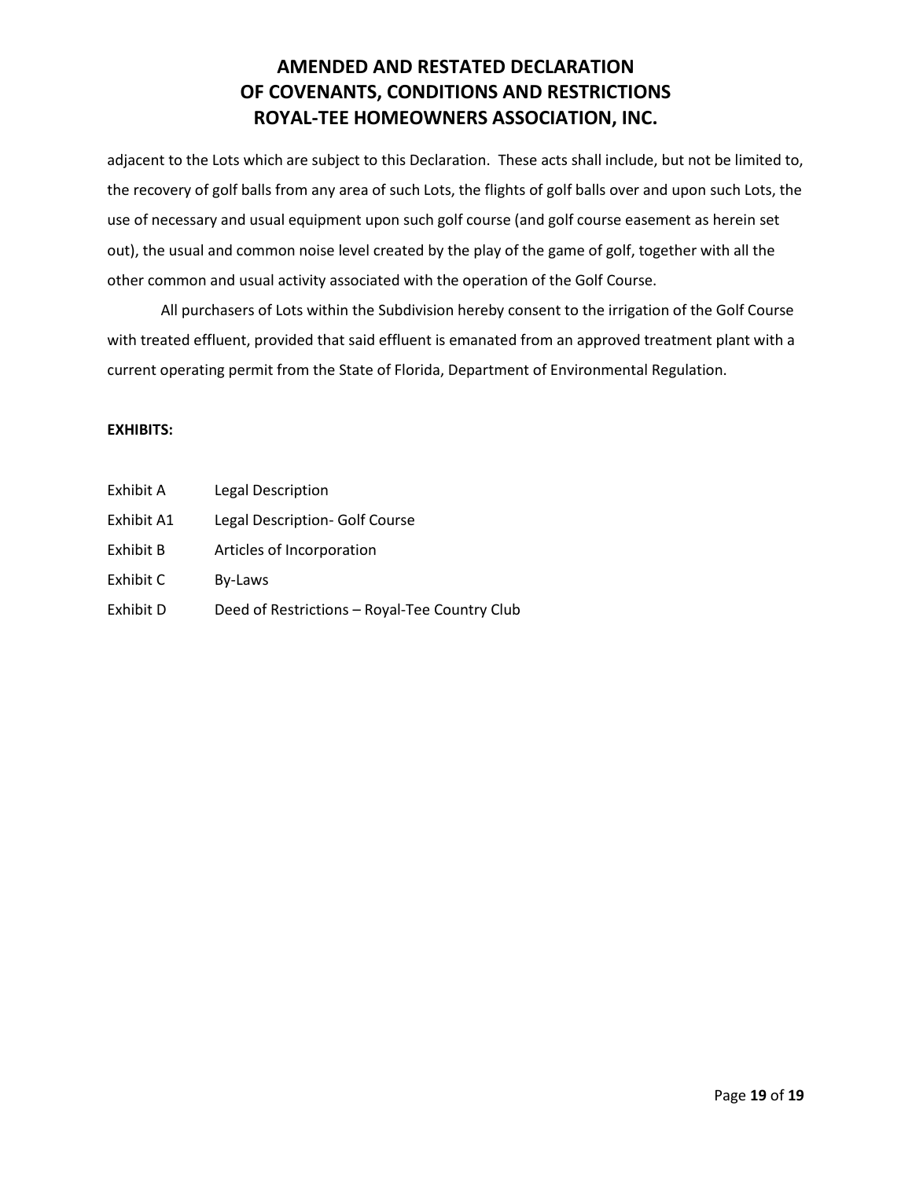adjacent to the Lots which are subject to this Declaration. These acts shall include, but not be limited to, the recovery of golf balls from any area of such Lots, the flights of golf balls over and upon such Lots, the use of necessary and usual equipment upon such golf course (and golf course easement as herein set out), the usual and common noise level created by the play of the game of golf, together with all the other common and usual activity associated with the operation of the Golf Course.

All purchasers of Lots within the Subdivision hereby consent to the irrigation of the Golf Course with treated effluent, provided that said effluent is emanated from an approved treatment plant with a current operating permit from the State of Florida, Department of Environmental Regulation.

**EXHIBITS:**

| | |
|---|---|
| Exhibit A | Legal Description |
| Exhibit A1 | Legal Description- Golf Course |
| Exhibit B | Articles of Incorporation |
| Exhibit C | By-Laws |
| Exhibit D | Deed of Restrictions – Royal-Tee Country Club |